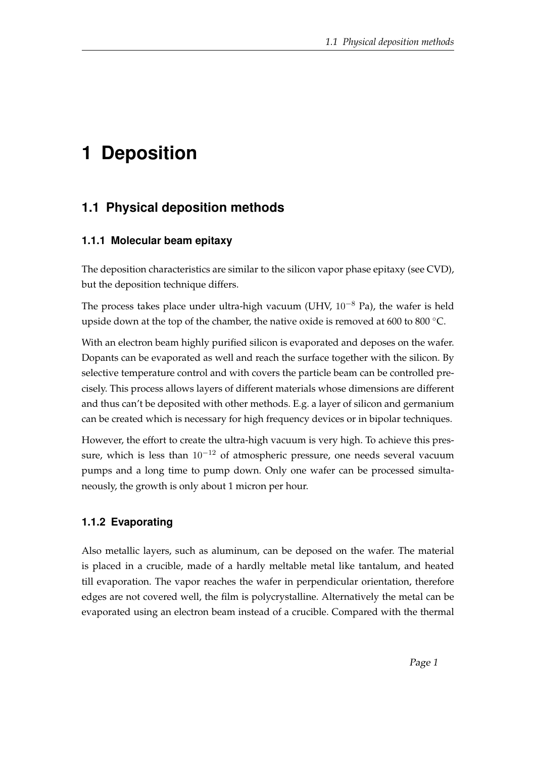# 1 Deposition

## 1.1 Physical deposition methods

### 1.1.1 Molecular beam epitaxy

The deposition characteristics are similar to the silicon vapor phase epitaxy (see CVD), but the deposition technique differs.

The process takes place under ultra-high vacuum (UHV, $10^{-8}$ Pa), the wafer is held upside down at the top of the chamber, the native oxide is removed at 600 to 800 °C.

With an electron beam highly purified silicon is evaporated and deposes on the wafer. Dopants can be evaporated as well and reach the surface together with the silicon. By selective temperature control and with covers the particle beam can be controlled precisely. This process allows layers of different materials whose dimensions are different and thus can't be deposited with other methods. E.g. a layer of silicon and germanium can be created which is necessary for high frequency devices or in bipolar techniques.

However, the effort to create the ultra-high vacuum is very high. To achieve this pressure, which is less than $10^{-12}$ of atmospheric pressure, one needs several vacuum pumps and a long time to pump down. Only one wafer can be processed simultaneously, the growth is only about 1 micron per hour.

### 1.1.2 Evaporating

Also metallic layers, such as aluminum, can be deposed on the wafer. The material is placed in a crucible, made of a hardly meltable metal like tantalum, and heated till evaporation. The vapor reaches the wafer in perpendicular orientation, therefore edges are not covered well, the film is polycrystalline. Alternatively the metal can be evaporated using an electron beam instead of a crucible. Compared with the thermal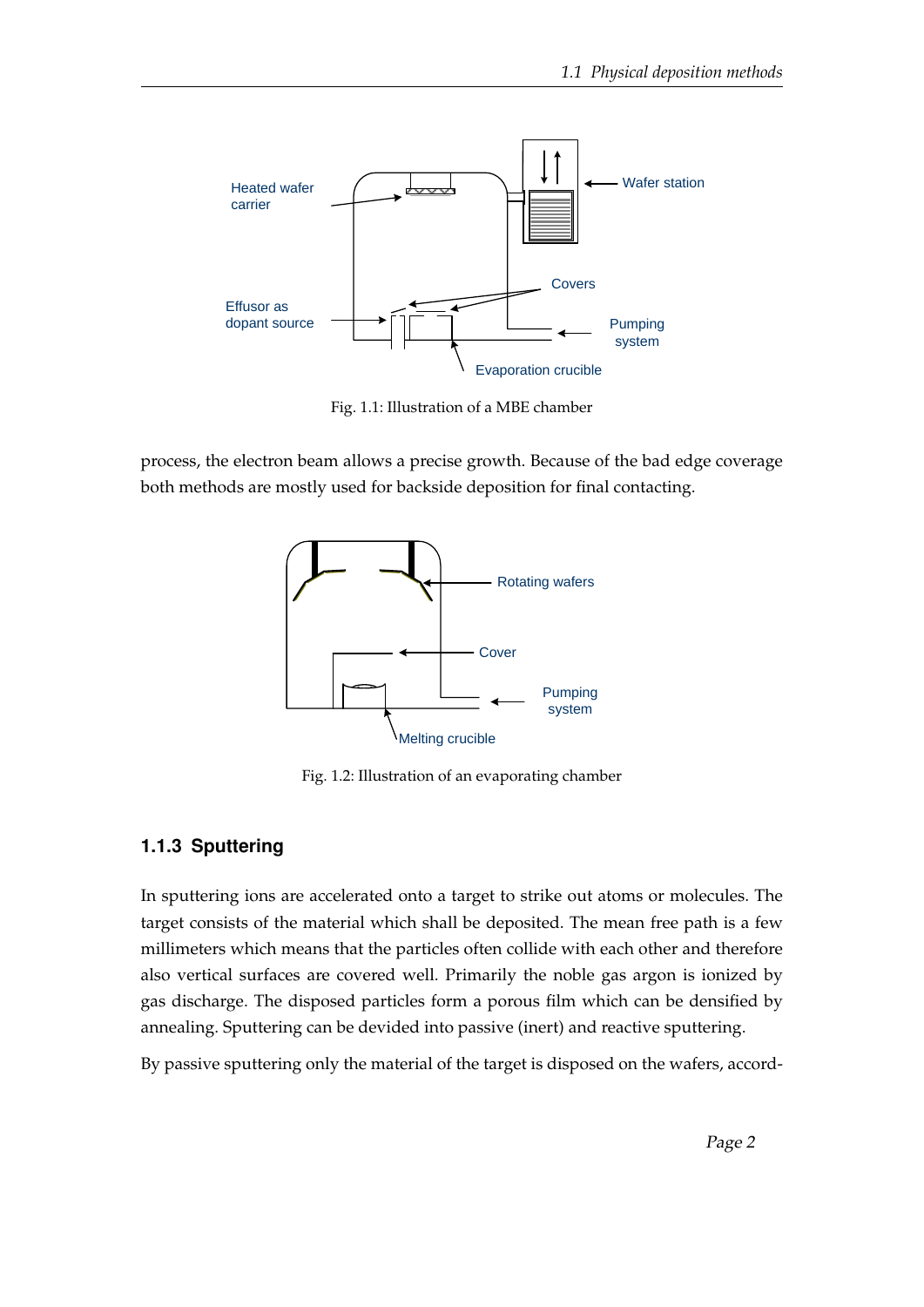Fig. 1.1: Illustration of a MBE chamber

process, the electron beam allows a precise growth. Because of the bad edge coverage both methods are mostly used for backside deposition for final contacting.

Fig. 1.2: Illustration of an evaporating chamber

### 1.1.3 Sputtering

In sputtering ions are accelerated onto a target to strike out atoms or molecules. The target consists of the material which shall be deposited. The mean free path is a few millimeters which means that the particles often collide with each other and therefore also vertical surfaces are covered well. Primarily the noble gas argon is ionized by gas discharge. The disposed particles form a porous film which can be densified by annealing. Sputtering can be devided into passive (inert) and reactive sputtering.

By passive sputtering only the material of the target is disposed on the wafers, accord-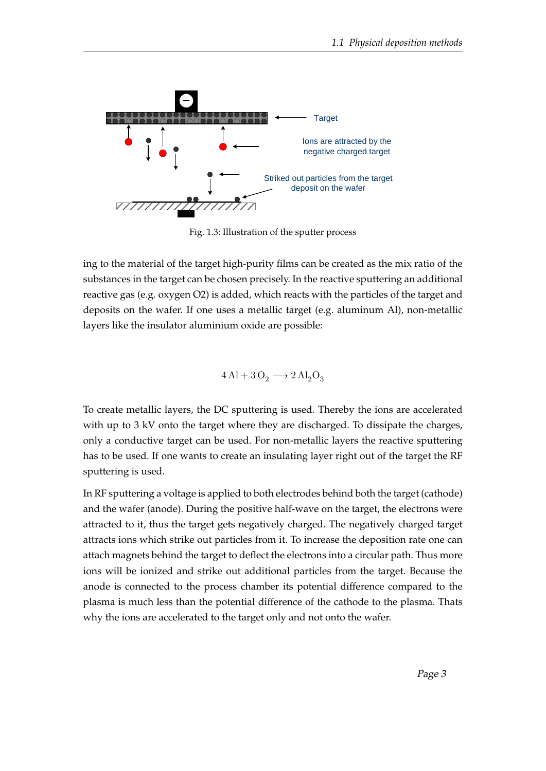Fig. 1.3: Illustration of the sputter process

ing to the material of the target high-purity films can be created as the mix ratio of the substances in the target can be chosen precisely. In the reactive sputtering an additional reactive gas (e.g. oxygen O2) is added, which reacts with the particles of the target and deposits on the wafer. If one uses a metallic target (e.g. aluminum Al), non-metallic layers like the insulator aluminium oxide are possible:

$$4\,\mathrm{Al} + 3\,\mathrm{O_2} \longrightarrow 2\,\mathrm{Al_2O_3}$$

To create metallic layers, the DC sputtering is used. Thereby the ions are accelerated with up to 3 kV onto the target where they are discharged. To dissipate the charges, only a conductive target can be used. For non-metallic layers the reactive sputtering has to be used. If one wants to create an insulating layer right out of the target the RF sputtering is used.

In RF sputtering a voltage is applied to both electrodes behind both the target (cathode) and the wafer (anode). During the positive half-wave on the target, the electrons were attracted to it, thus the target gets negatively charged. The negatively charged target attracts ions which strike out particles from it. To increase the deposition rate one can attach magnets behind the target to deflect the electrons into a circular path. Thus more ions will be ionized and strike out additional particles from the target. Because the anode is connected to the process chamber its potential difference compared to the plasma is much less than the potential difference of the cathode to the plasma. Thats why the ions are accelerated to the target only and not onto the wafer.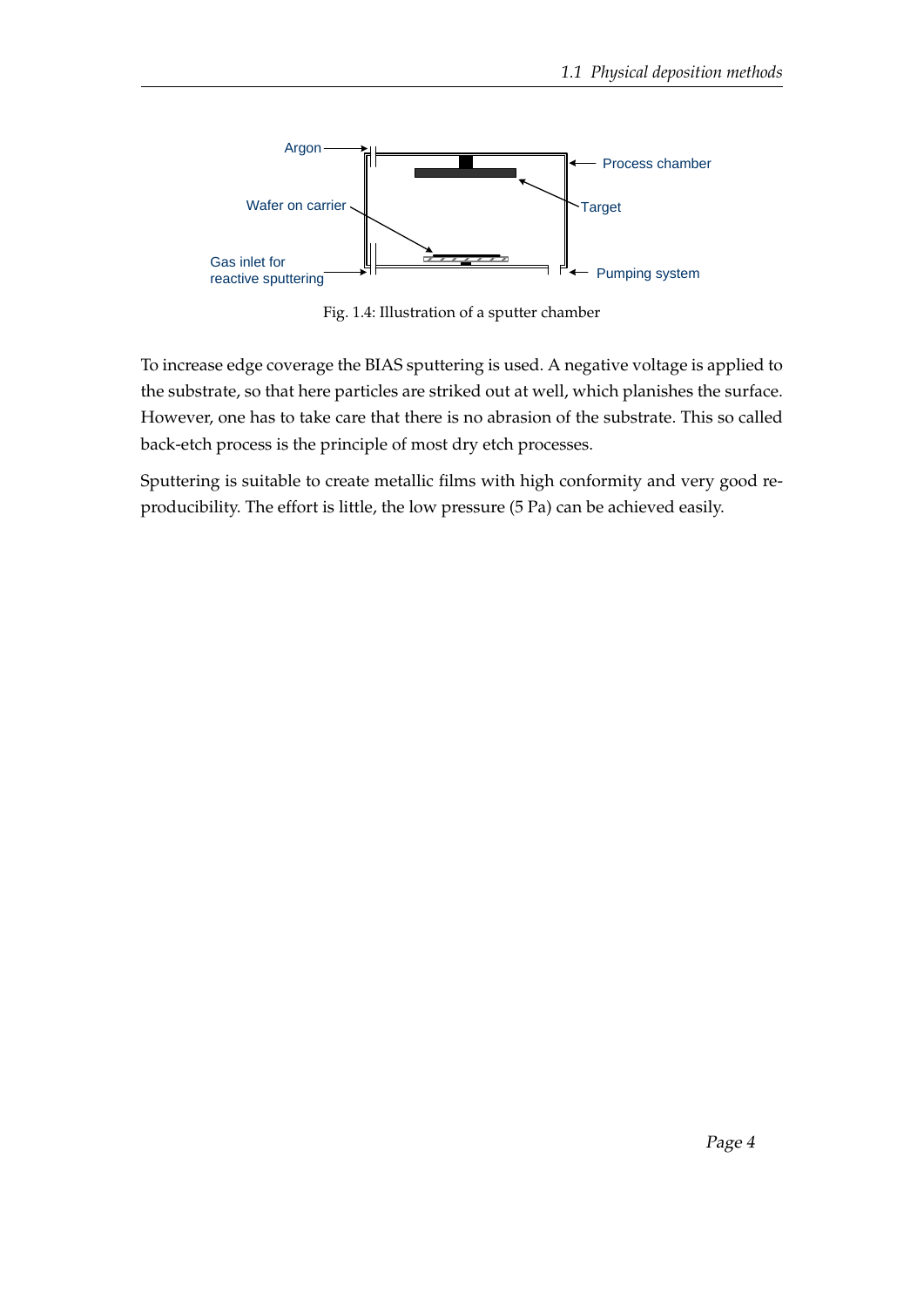Argon

Process chamber

Wafer on carrier

Target

Gas inlet for
reactive sputtering

Pumping system

Fig. 1.4: Illustration of a sputter chamber

To increase edge coverage the BIAS sputtering is used. A negative voltage is applied to the substrate, so that here particles are striked out at well, which planishes the surface. However, one has to take care that there is no abrasion of the substrate. This so called back-etch process is the principle of most dry etch processes.

Sputtering is suitable to create metallic films with high conformity and very good reproducibility. The effort is little, the low pressure (5 Pa) can be achieved easily.